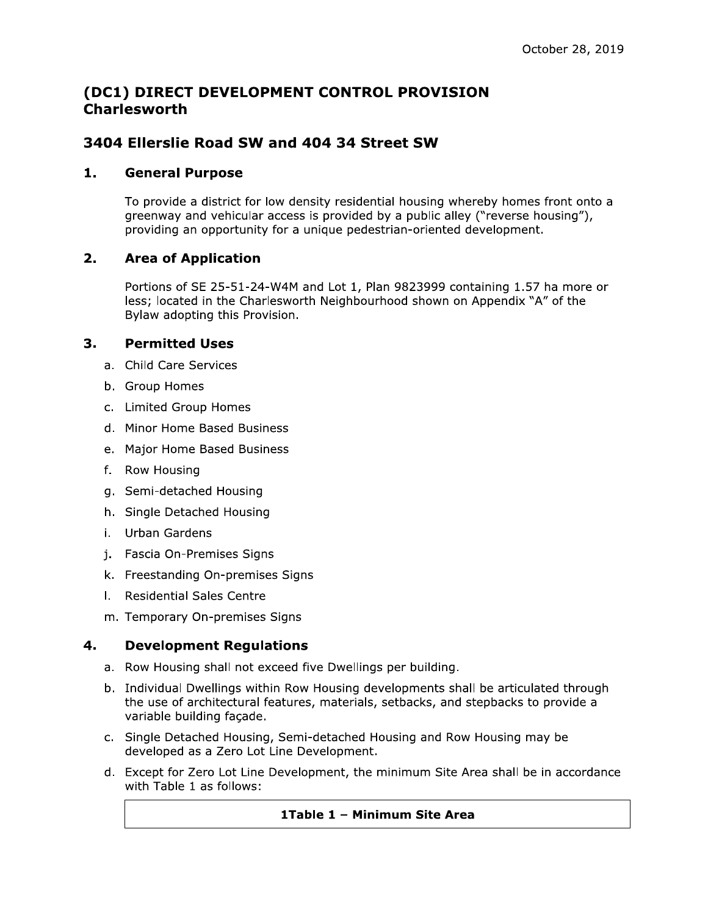October 28, 2019

# (DC1) DIRECT DEVELOPMENT CONTROL PROVISION Charlesworth

## 3404 Ellerslie Road SW and 404 34 Street SW

### 1. General Purpose

To provide a district for low density residential housing whereby homes front onto a greenway and vehicular access is provided by a public alley ("reverse housing"), providing an opportunity for a unique pedestrian-oriented development.

### 2. Area of Application

Portions of SE 25-51-24-W4M and Lot 1, Plan 9823999 containing 1.57 ha more or less; located in the Charlesworth Neighbourhood shown on Appendix "A" of the Bylaw adopting this Provision.

### 3. Permitted Uses

a. Child Care Services
b. Group Homes
c. Limited Group Homes
d. Minor Home Based Business
e. Major Home Based Business
f. Row Housing
g. Semi-detached Housing
h. Single Detached Housing
i. Urban Gardens
j. Fascia On-Premises Signs
k. Freestanding On-premises Signs
l. Residential Sales Centre
m. Temporary On-premises Signs

### 4. Development Regulations

a. Row Housing shall not exceed five Dwellings per building.
b. Individual Dwellings within Row Housing developments shall be articulated through the use of architectural features, materials, setbacks, and stepbacks to provide a variable building façade.
c. Single Detached Housing, Semi-detached Housing and Row Housing may be developed as a Zero Lot Line Development.
d. Except for Zero Lot Line Development, the minimum Site Area shall be in accordance with Table 1 as follows:

| 1Table 1 – Minimum Site Area |
|---|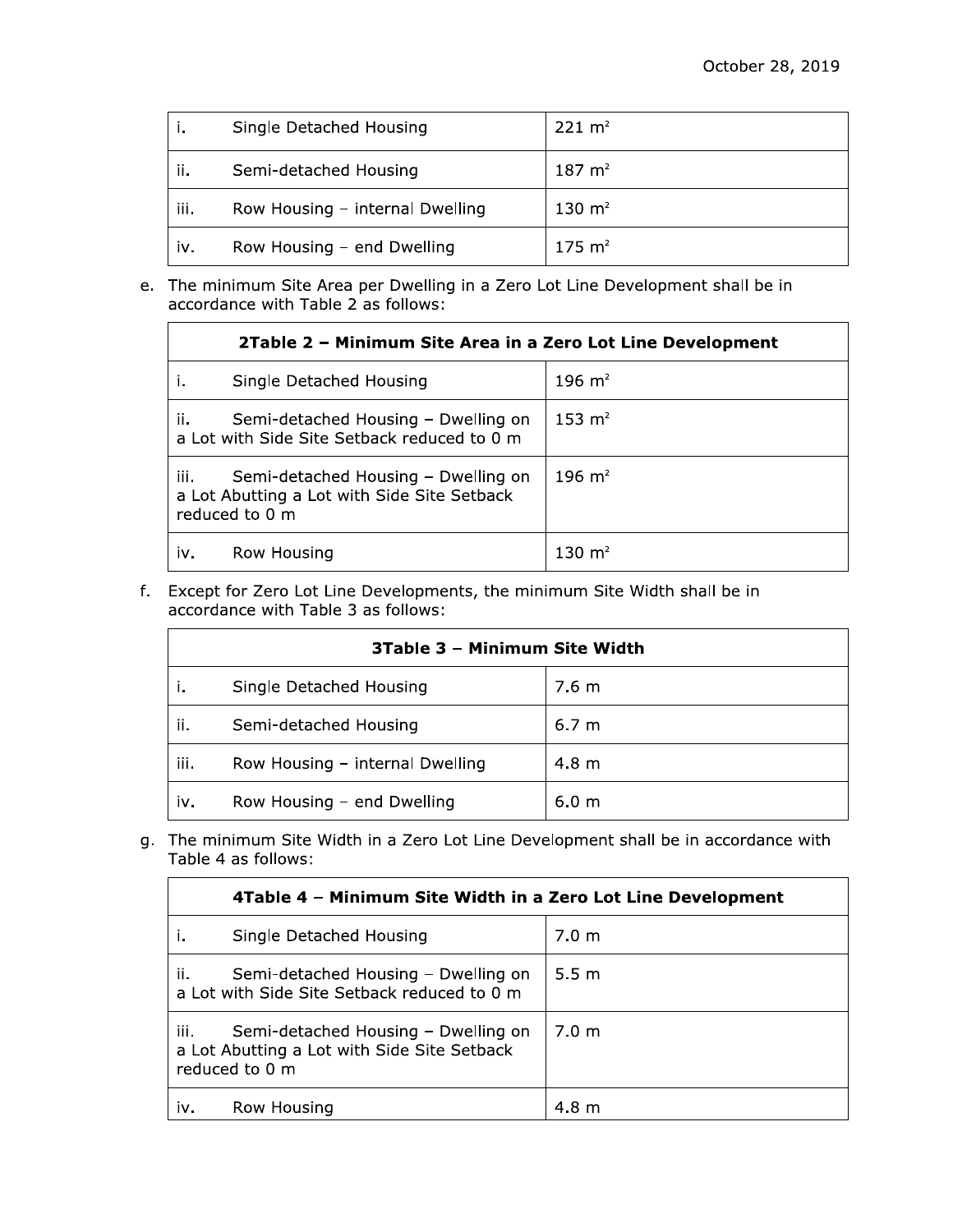| i. Single Detached Housing | 221 m² |
|---|---|
| ii. Semi-detached Housing | 187 m² |
| iii. Row Housing – internal Dwelling | 130 m² |
| iv. Row Housing – end Dwelling | 175 m² |

e. The minimum Site Area per Dwelling in a Zero Lot Line Development shall be in accordance with Table 2 as follows:

| 2Table 2 – Minimum Site Area in a Zero Lot Line Development | |
|---|---|
| i. Single Detached Housing | 196 m² |
| ii. Semi-detached Housing – Dwelling on a Lot with Side Site Setback reduced to 0 m | 153 m² |
| iii. Semi-detached Housing – Dwelling on a Lot Abutting a Lot with Side Site Setback reduced to 0 m | 196 m² |
| iv. Row Housing | 130 m² |

f. Except for Zero Lot Line Developments, the minimum Site Width shall be in accordance with Table 3 as follows:

| 3Table 3 – Minimum Site Width | |
|---|---|
| i. Single Detached Housing | 7.6 m |
| ii. Semi-detached Housing | 6.7 m |
| iii. Row Housing – internal Dwelling | 4.8 m |
| iv. Row Housing – end Dwelling | 6.0 m |

g. The minimum Site Width in a Zero Lot Line Development shall be in accordance with Table 4 as follows:

| 4Table 4 – Minimum Site Width in a Zero Lot Line Development | |
|---|---|
| i. Single Detached Housing | 7.0 m |
| ii. Semi-detached Housing – Dwelling on a Lot with Side Site Setback reduced to 0 m | 5.5 m |
| iii. Semi-detached Housing – Dwelling on a Lot Abutting a Lot with Side Site Setback reduced to 0 m | 7.0 m |
| iv. Row Housing | 4.8 m |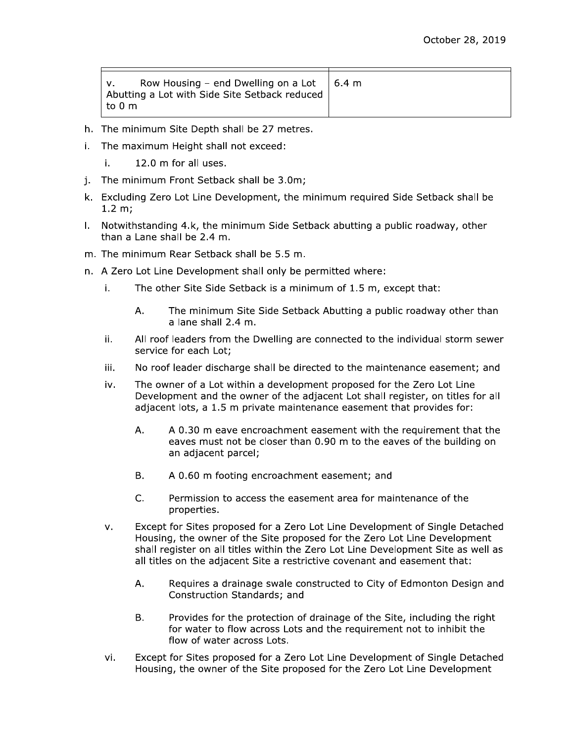| | |
|---|---|
| v. Row Housing – end Dwelling on a Lot Abutting a Lot with Side Site Setback reduced to 0 m | 6.4 m |

h. The minimum Site Depth shall be 27 metres.

i. The maximum Height shall not exceed:

   i. 12.0 m for all uses.

j. The minimum Front Setback shall be 3.0m;

k. Excluding Zero Lot Line Development, the minimum required Side Setback shall be 1.2 m;

l. Notwithstanding 4.k, the minimum Side Setback abutting a public roadway, other than a Lane shall be 2.4 m.

m. The minimum Rear Setback shall be 5.5 m.

n. A Zero Lot Line Development shall only be permitted where:

   i. The other Site Side Setback is a minimum of 1.5 m, except that:

      A. The minimum Site Side Setback Abutting a public roadway other than a lane shall 2.4 m.

   ii. All roof leaders from the Dwelling are connected to the individual storm sewer service for each Lot;

   iii. No roof leader discharge shall be directed to the maintenance easement; and

   iv. The owner of a Lot within a development proposed for the Zero Lot Line Development and the owner of the adjacent Lot shall register, on titles for all adjacent lots, a 1.5 m private maintenance easement that provides for:

      A. A 0.30 m eave encroachment easement with the requirement that the eaves must not be closer than 0.90 m to the eaves of the building on an adjacent parcel;

      B. A 0.60 m footing encroachment easement; and

      C. Permission to access the easement area for maintenance of the properties.

   v. Except for Sites proposed for a Zero Lot Line Development of Single Detached Housing, the owner of the Site proposed for the Zero Lot Line Development shall register on all titles within the Zero Lot Line Development Site as well as all titles on the adjacent Site a restrictive covenant and easement that:

      A. Requires a drainage swale constructed to City of Edmonton Design and Construction Standards; and

      B. Provides for the protection of drainage of the Site, including the right for water to flow across Lots and the requirement not to inhibit the flow of water across Lots.

   vi. Except for Sites proposed for a Zero Lot Line Development of Single Detached Housing, the owner of the Site proposed for the Zero Lot Line Development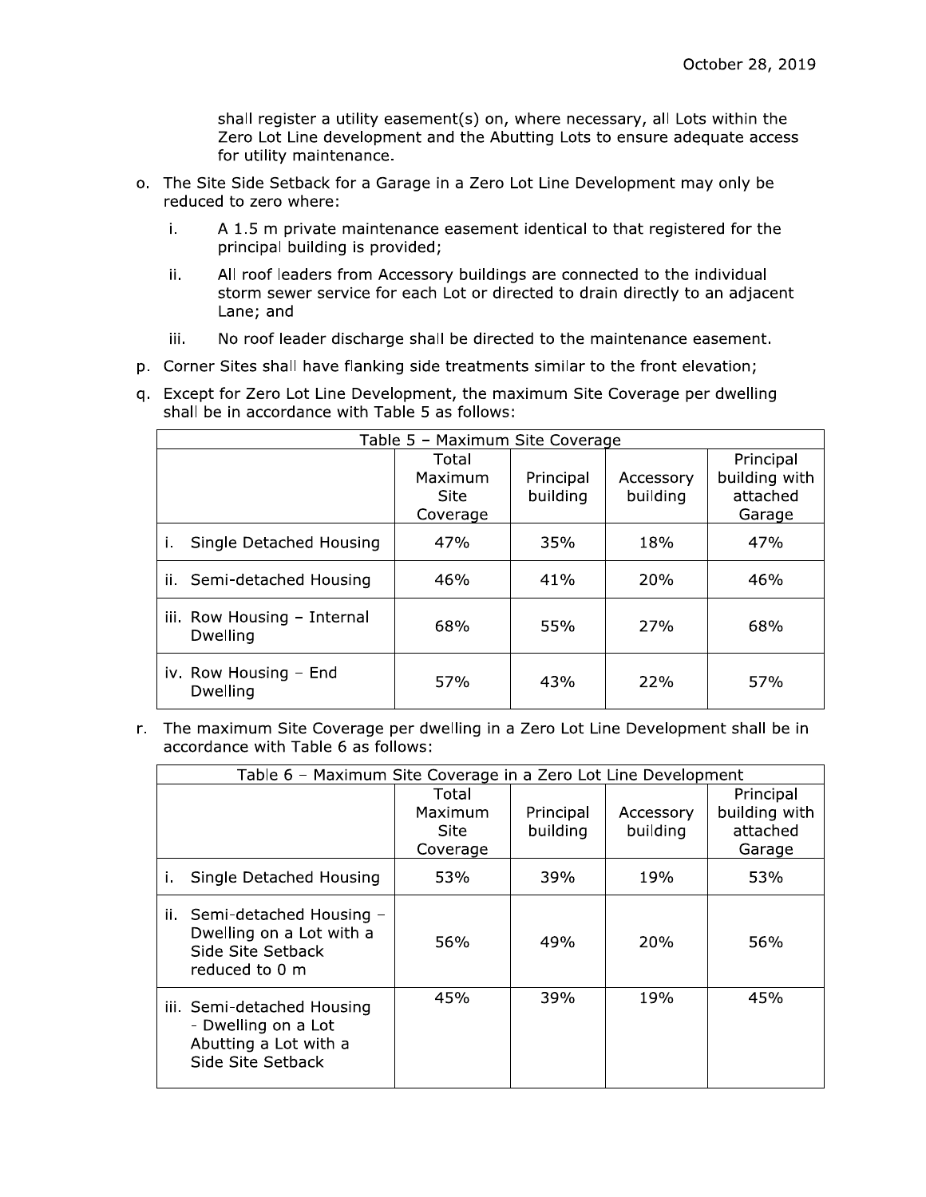shall register a utility easement(s) on, where necessary, all Lots within the Zero Lot Line development and the Abutting Lots to ensure adequate access for utility maintenance.

o. The Site Side Setback for a Garage in a Zero Lot Line Development may only be reduced to zero where:

   i. A 1.5 m private maintenance easement identical to that registered for the principal building is provided;

   ii. All roof leaders from Accessory buildings are connected to the individual storm sewer service for each Lot or directed to drain directly to an adjacent Lane; and

   iii. No roof leader discharge shall be directed to the maintenance easement.

p. Corner Sites shall have flanking side treatments similar to the front elevation;

q. Except for Zero Lot Line Development, the maximum Site Coverage per dwelling shall be in accordance with Table 5 as follows:

| Table 5 – Maximum Site Coverage | | | | |
|---|---|---|---|---|
| | Total Maximum Site Coverage | Principal building | Accessory building | Principal building with attached Garage |
| i. Single Detached Housing | 47% | 35% | 18% | 47% |
| ii. Semi-detached Housing | 46% | 41% | 20% | 46% |
| iii. Row Housing – Internal Dwelling | 68% | 55% | 27% | 68% |
| iv. Row Housing – End Dwelling | 57% | 43% | 22% | 57% |

r. The maximum Site Coverage per dwelling in a Zero Lot Line Development shall be in accordance with Table 6 as follows:

| Table 6 – Maximum Site Coverage in a Zero Lot Line Development | | | | |
|---|---|---|---|---|
| | Total Maximum Site Coverage | Principal building | Accessory building | Principal building with attached Garage |
| i. Single Detached Housing | 53% | 39% | 19% | 53% |
| ii. Semi-detached Housing – Dwelling on a Lot with a Side Site Setback reduced to 0 m | 56% | 49% | 20% | 56% |
| iii. Semi-detached Housing - Dwelling on a Lot Abutting a Lot with a Side Site Setback | 45% | 39% | 19% | 45% |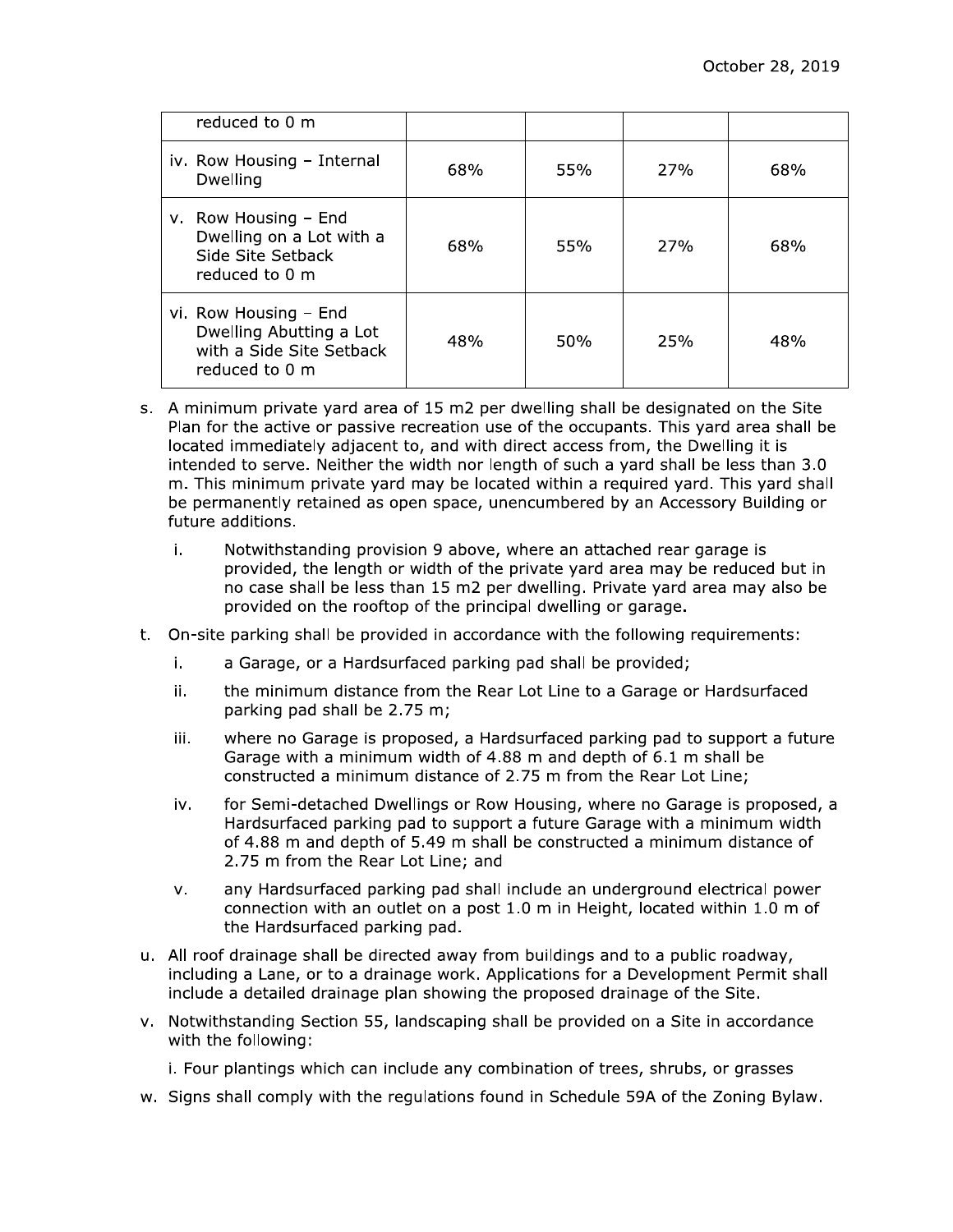| | | | | |
|---|---|---|---|---|
| reduced to 0 m | | | | |
| iv. Row Housing – Internal Dwelling | 68% | 55% | 27% | 68% |
| v. Row Housing – End Dwelling on a Lot with a Side Site Setback reduced to 0 m | 68% | 55% | 27% | 68% |
| vi. Row Housing – End Dwelling Abutting a Lot with a Side Site Setback reduced to 0 m | 48% | 50% | 25% | 48% |

s. A minimum private yard area of 15 m2 per dwelling shall be designated on the Site Plan for the active or passive recreation use of the occupants. This yard area shall be located immediately adjacent to, and with direct access from, the Dwelling it is intended to serve. Neither the width nor length of such a yard shall be less than 3.0 m. This minimum private yard may be located within a required yard. This yard shall be permanently retained as open space, unencumbered by an Accessory Building or future additions.

   i. Notwithstanding provision 9 above, where an attached rear garage is provided, the length or width of the private yard area may be reduced but in no case shall be less than 15 m2 per dwelling. Private yard area may also be provided on the rooftop of the principal dwelling or garage.

t. On-site parking shall be provided in accordance with the following requirements:

   i. a Garage, or a Hardsurfaced parking pad shall be provided;

   ii. the minimum distance from the Rear Lot Line to a Garage or Hardsurfaced parking pad shall be 2.75 m;

   iii. where no Garage is proposed, a Hardsurfaced parking pad to support a future Garage with a minimum width of 4.88 m and depth of 6.1 m shall be constructed a minimum distance of 2.75 m from the Rear Lot Line;

   iv. for Semi-detached Dwellings or Row Housing, where no Garage is proposed, a Hardsurfaced parking pad to support a future Garage with a minimum width of 4.88 m and depth of 5.49 m shall be constructed a minimum distance of 2.75 m from the Rear Lot Line; and

   v. any Hardsurfaced parking pad shall include an underground electrical power connection with an outlet on a post 1.0 m in Height, located within 1.0 m of the Hardsurfaced parking pad.

u. All roof drainage shall be directed away from buildings and to a public roadway, including a Lane, or to a drainage work. Applications for a Development Permit shall include a detailed drainage plan showing the proposed drainage of the Site.

v. Notwithstanding Section 55, landscaping shall be provided on a Site in accordance with the following:

   i. Four plantings which can include any combination of trees, shrubs, or grasses

w. Signs shall comply with the regulations found in Schedule 59A of the Zoning Bylaw.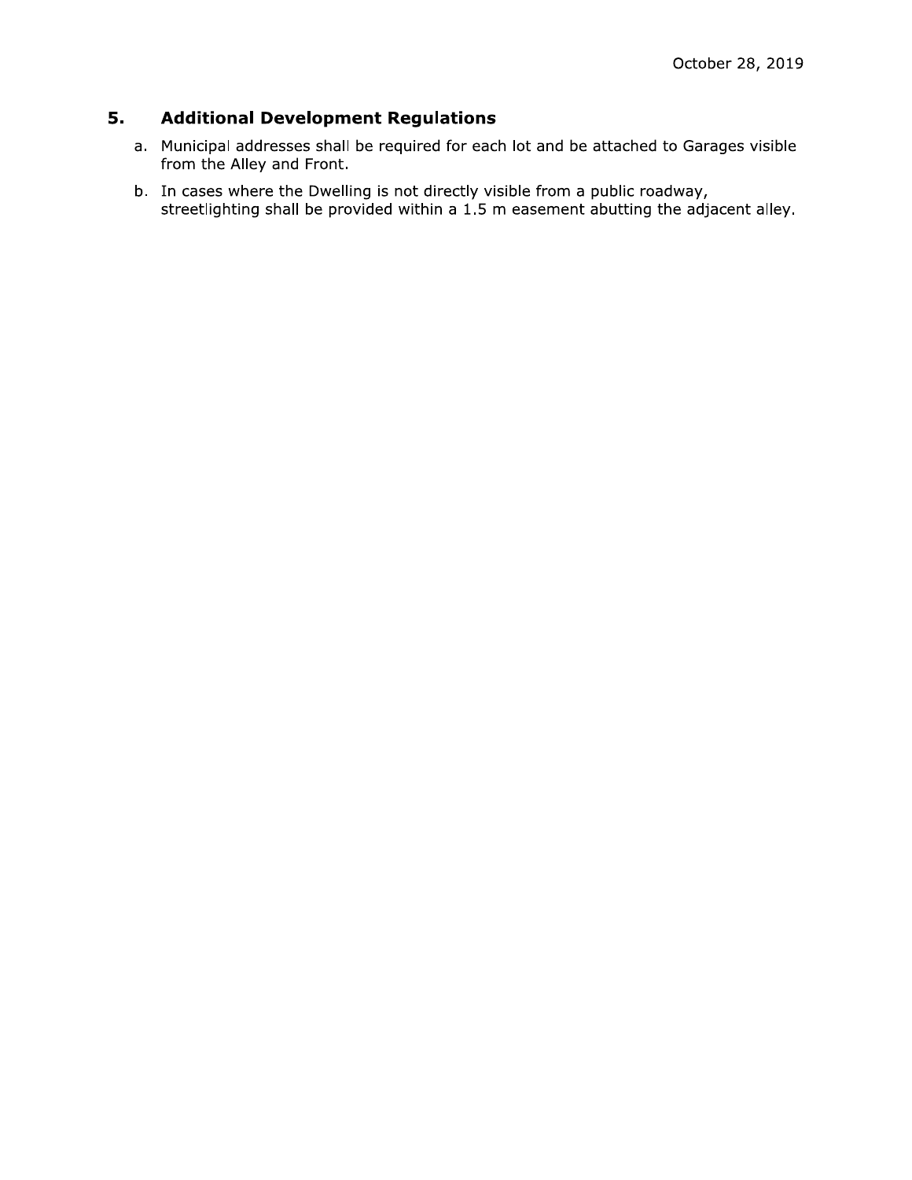## 5. Additional Development Regulations

a. Municipal addresses shall be required for each lot and be attached to Garages visible from the Alley and Front.

b. In cases where the Dwelling is not directly visible from a public roadway, streetlighting shall be provided within a 1.5 m easement abutting the adjacent alley.